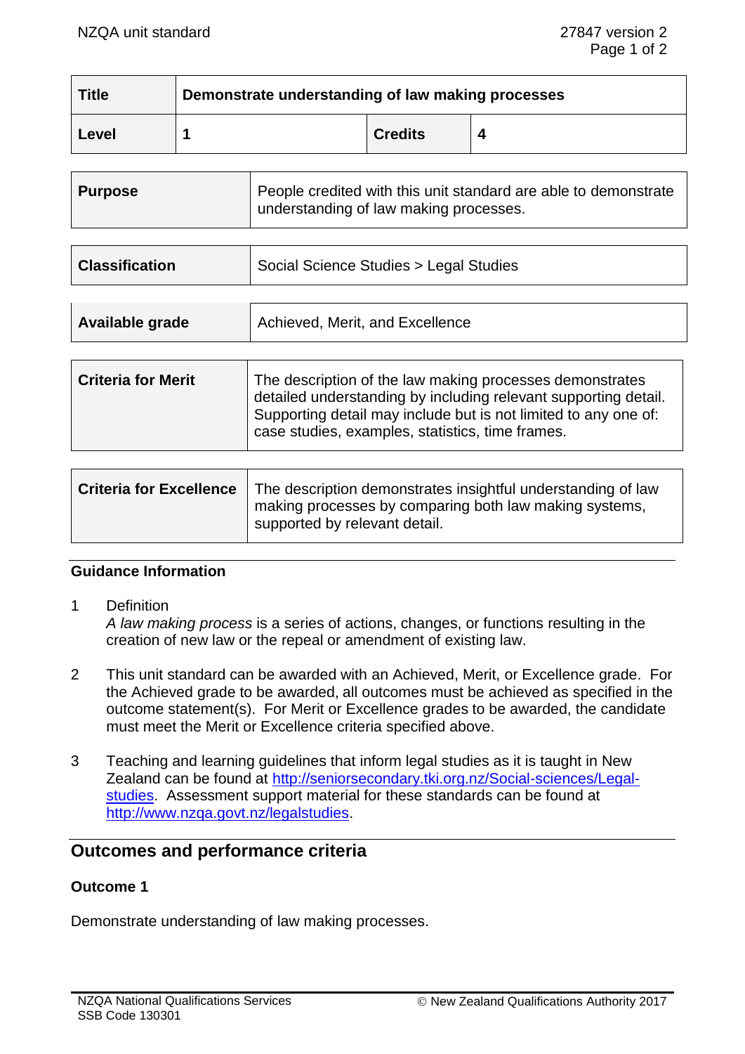| Title | Demonstrate understanding of law making processes | | |
|---|---|---|---|
| Level | 1 | Credits | 4 |

| Purpose | People credited with this unit standard are able to demonstrate understanding of law making processes. |
|---|---|

| Classification | Social Science Studies > Legal Studies |
|---|---|

| Available grade | Achieved, Merit, and Excellence |
|---|---|

| Criteria for Merit | The description of the law making processes demonstrates detailed understanding by including relevant supporting detail. Supporting detail may include but is not limited to any one of: case studies, examples, statistics, time frames. |
|---|---|

| Criteria for Excellence | The description demonstrates insightful understanding of law making processes by comparing both law making systems, supported by relevant detail. |
|---|---|

## Guidance Information

1. Definition
   *A law making process* is a series of actions, changes, or functions resulting in the creation of new law or the repeal or amendment of existing law.

2. This unit standard can be awarded with an Achieved, Merit, or Excellence grade. For the Achieved grade to be awarded, all outcomes must be achieved as specified in the outcome statement(s). For Merit or Excellence grades to be awarded, the candidate must meet the Merit or Excellence criteria specified above.

3. Teaching and learning guidelines that inform legal studies as it is taught in New Zealand can be found at http://seniorsecondary.tki.org.nz/Social-sciences/Legal-studies. Assessment support material for these standards can be found at http://www.nzqa.govt.nz/legalstudies.

## Outcomes and performance criteria

### Outcome 1

Demonstrate understanding of law making processes.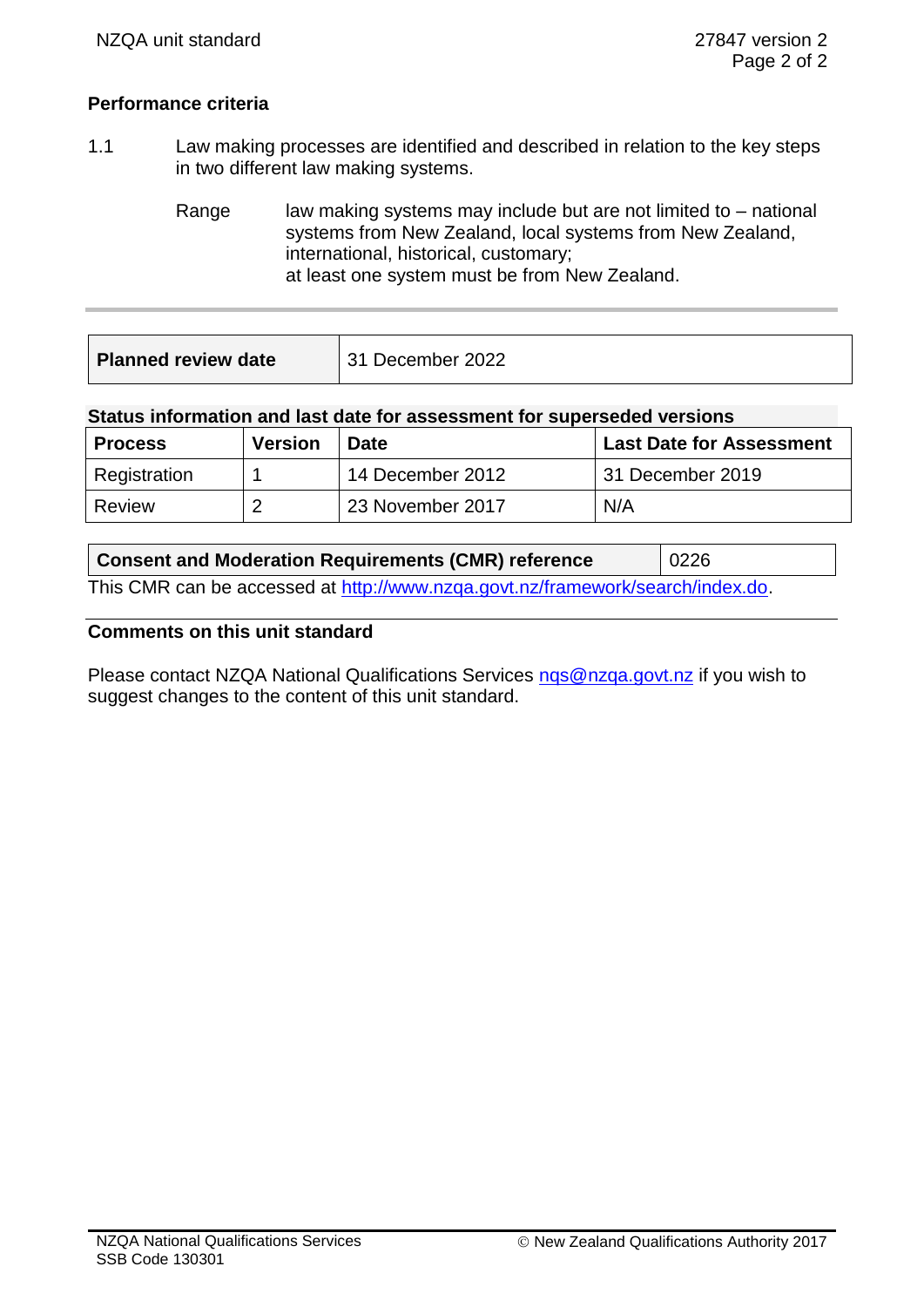## Performance criteria

1.1 Law making processes are identified and described in relation to the key steps in two different law making systems.

Range: law making systems may include but are not limited to – national systems from New Zealand, local systems from New Zealand, international, historical, customary;
at least one system must be from New Zealand.

| | |
|---|---|
| **Planned review date** | 31 December 2022 |

**Status information and last date for assessment for superseded versions**

| Process | Version | Date | Last Date for Assessment |
|---|---|---|---|
| Registration | 1 | 14 December 2012 | 31 December 2019 |
| Review | 2 | 23 November 2017 | N/A |

| | |
|---|---|
| **Consent and Moderation Requirements (CMR) reference** | 0226 |

This CMR can be accessed at http://www.nzqa.govt.nz/framework/search/index.do.

## Comments on this unit standard

Please contact NZQA National Qualifications Services nqs@nzqa.govt.nz if you wish to suggest changes to the content of this unit standard.